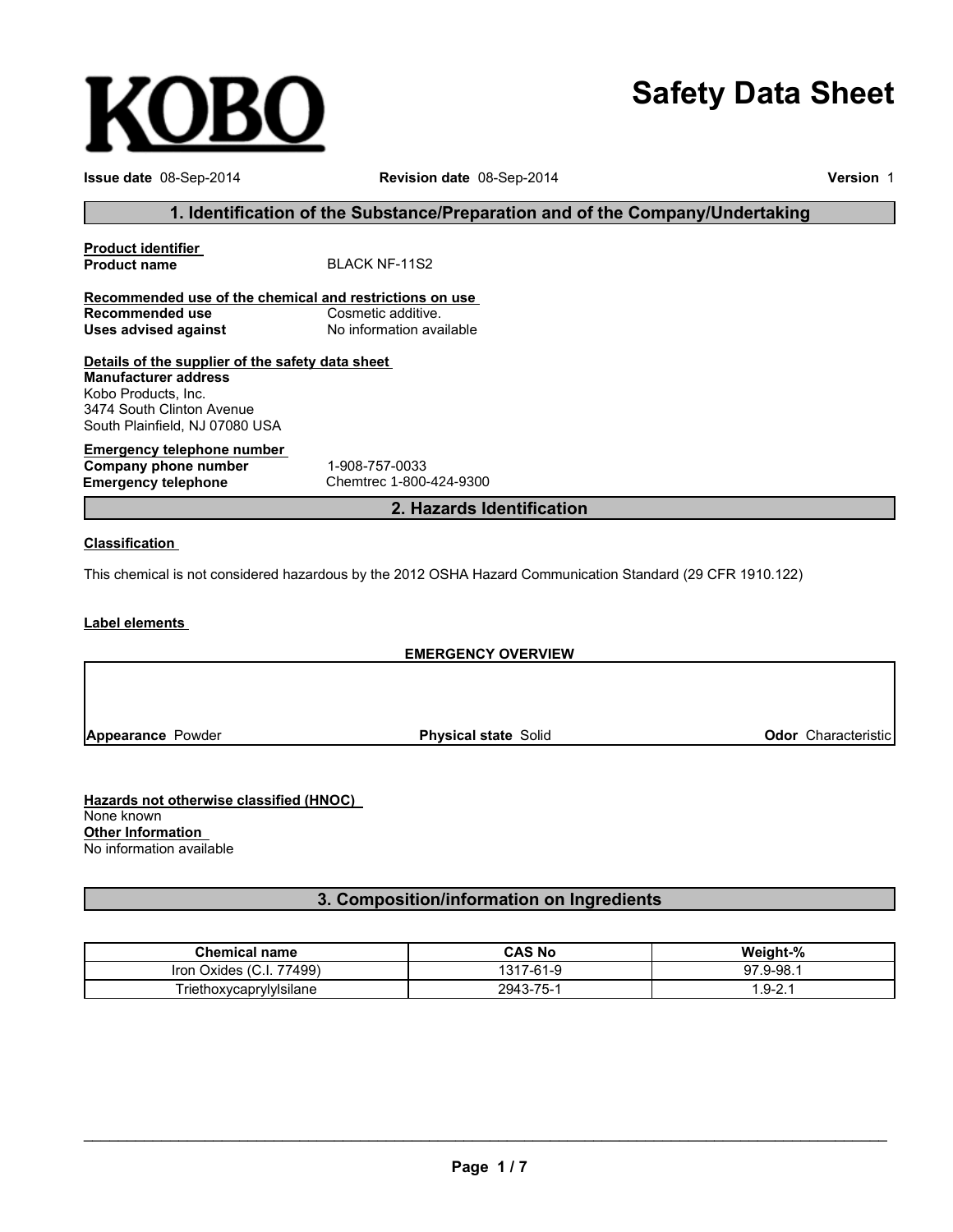KOBO

# Safety Data Sheet

**Issue date** 08-Sep-2014 **Revision date** 08-Sep-2014 **Version** 1

## 1. Identification of the Substance/Preparation and of the Company/Undertaking

**Product identifier**

**Product name** BLACK NF-11S2

**Recommended use of the chemical and restrictions on use**

**Recommended use** Cosmetic additive.

**Uses advised against** No information available

**Details of the supplier of the safety data sheet**

**Manufacturer address**

Kobo Products, Inc.
3474 South Clinton Avenue
South Plainfield, NJ 07080 USA

**Emergency telephone number**

**Company phone number** 1-908-757-0033

**Emergency telephone** Chemtrec 1-800-424-9300

## 2. Hazards Identification

**Classification**

This chemical is not considered hazardous by the 2012 OSHA Hazard Communication Standard (29 CFR 1910.122)

**Label elements**

**EMERGENCY OVERVIEW**

**Appearance** Powder **Physical state** Solid **Odor** Characteristic

**Hazards not otherwise classified (HNOC)**

None known

**Other Information**

No information available

## 3. Composition/information on Ingredients

| Chemical name | CAS No | Weight-% |
| --- | --- | --- |
| Iron Oxides (C.I. 77499) | 1317-61-9 | 97.9-98.1 |
| Triethoxycaprylylsilane | 2943-75-1 | 1.9-2.1 |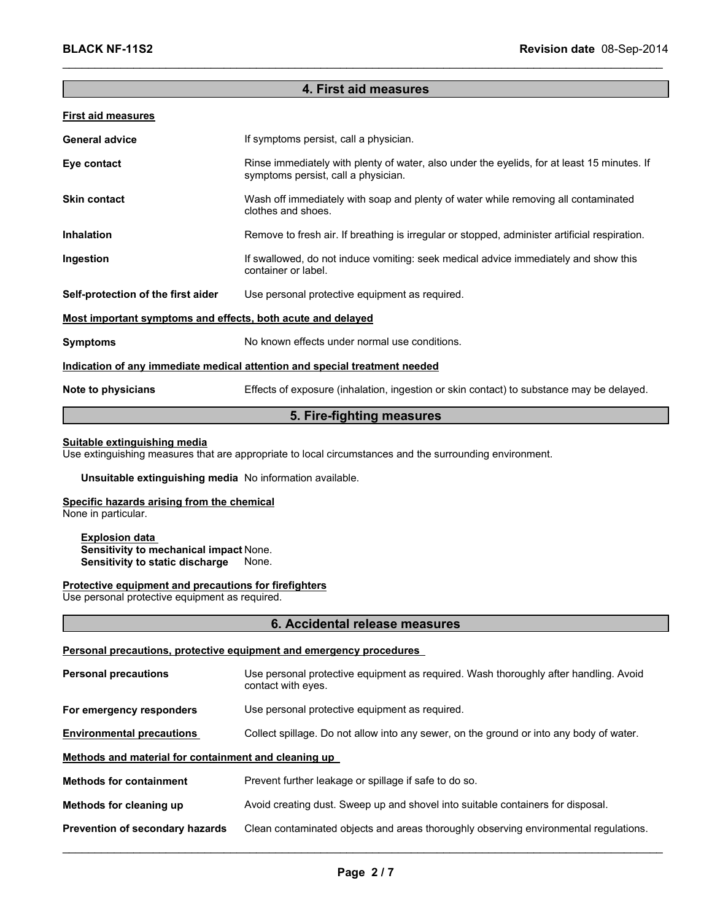## 4. First aid measures

**First aid measures**

| | |
|---|---|
| **General advice** | If symptoms persist, call a physician. |
| **Eye contact** | Rinse immediately with plenty of water, also under the eyelids, for at least 15 minutes. If symptoms persist, call a physician. |
| **Skin contact** | Wash off immediately with soap and plenty of water while removing all contaminated clothes and shoes. |
| **Inhalation** | Remove to fresh air. If breathing is irregular or stopped, administer artificial respiration. |
| **Ingestion** | If swallowed, do not induce vomiting: seek medical advice immediately and show this container or label. |
| **Self-protection of the first aider** | Use personal protective equipment as required. |

**Most important symptoms and effects, both acute and delayed**

| | |
|---|---|
| **Symptoms** | No known effects under normal use conditions. |

**Indication of any immediate medical attention and special treatment needed**

| | |
|---|---|
| **Note to physicians** | Effects of exposure (inhalation, ingestion or skin contact) to substance may be delayed. |

## 5. Fire-fighting measures

**Suitable extinguishing media**
Use extinguishing measures that are appropriate to local circumstances and the surrounding environment.

**Unsuitable extinguishing media** No information available.

**Specific hazards arising from the chemical**
None in particular.

**Explosion data**
**Sensitivity to mechanical impact** None.
**Sensitivity to static discharge** None.

**Protective equipment and precautions for firefighters**
Use personal protective equipment as required.

## 6. Accidental release measures

**Personal precautions, protective equipment and emergency procedures**

| | |
|---|---|
| **Personal precautions** | Use personal protective equipment as required. Wash thoroughly after handling. Avoid contact with eyes. |
| **For emergency responders** | Use personal protective equipment as required. |
| **Environmental precautions** | Collect spillage. Do not allow into any sewer, on the ground or into any body of water. |

**Methods and material for containment and cleaning up**

| | |
|---|---|
| **Methods for containment** | Prevent further leakage or spillage if safe to do so. |
| **Methods for cleaning up** | Avoid creating dust. Sweep up and shovel into suitable containers for disposal. |
| **Prevention of secondary hazards** | Clean contaminated objects and areas thoroughly observing environmental regulations. |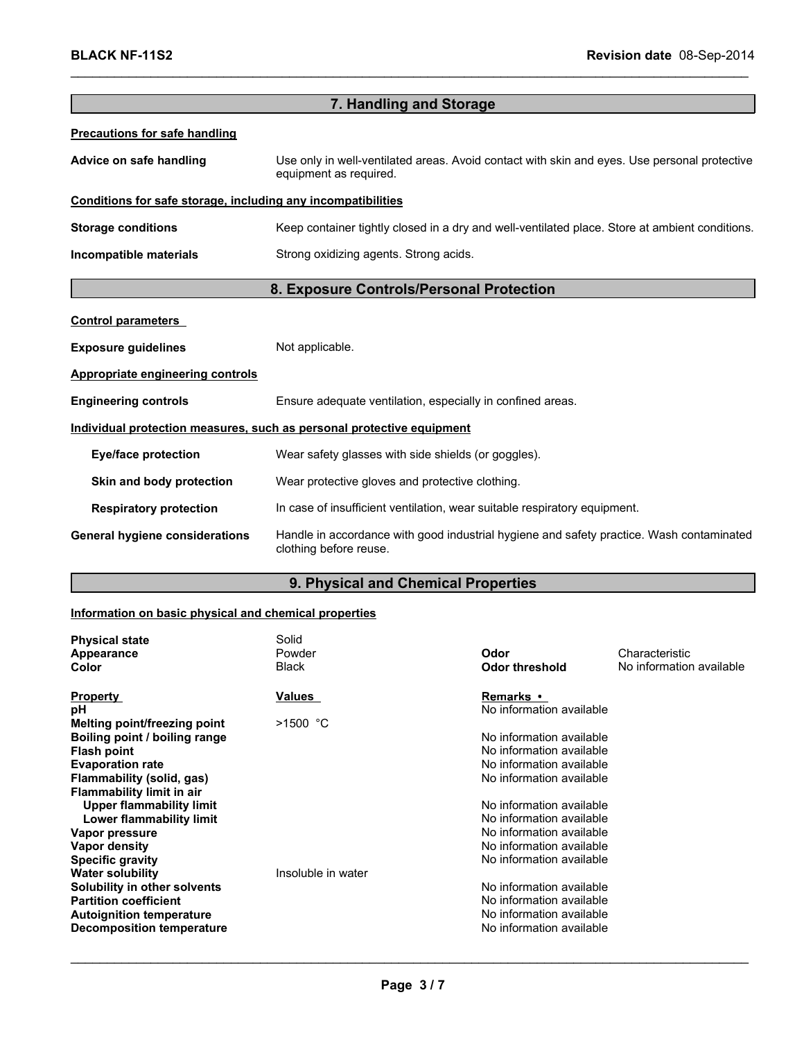## 7. Handling and Storage

**Precautions for safe handling**

| | |
|---|---|
| **Advice on safe handling** | Use only in well-ventilated areas. Avoid contact with skin and eyes. Use personal protective equipment as required. |

**Conditions for safe storage, including any incompatibilities**

| | |
|---|---|
| **Storage conditions** | Keep container tightly closed in a dry and well-ventilated place. Store at ambient conditions. |
| **Incompatible materials** | Strong oxidizing agents. Strong acids. |

## 8. Exposure Controls/Personal Protection

**Control parameters**

| | |
|---|---|
| **Exposure guidelines** | Not applicable. |

**Appropriate engineering controls**

| | |
|---|---|
| **Engineering controls** | Ensure adequate ventilation, especially in confined areas. |

**Individual protection measures, such as personal protective equipment**

| | |
|---|---|
| **Eye/face protection** | Wear safety glasses with side shields (or goggles). |
| **Skin and body protection** | Wear protective gloves and protective clothing. |
| **Respiratory protection** | In case of insufficient ventilation, wear suitable respiratory equipment. |
| **General hygiene considerations** | Handle in accordance with good industrial hygiene and safety practice. Wash contaminated clothing before reuse. |

## 9. Physical and Chemical Properties

**Information on basic physical and chemical properties**

| | | | |
|---|---|---|---|
| **Physical state** | Solid | | |
| **Appearance** | Powder | **Odor** | Characteristic |
| **Color** | Black | **Odor threshold** | No information available |

| Property | Values | Remarks • |
|---|---|---|
| **pH** | | No information available |
| **Melting point/freezing point** | >1500 °C | |
| **Boiling point / boiling range** | | No information available |
| **Flash point** | | No information available |
| **Evaporation rate** | | No information available |
| **Flammability (solid, gas)** | | No information available |
| **Flammability limit in air** | | |
| **Upper flammability limit** | | No information available |
| **Lower flammability limit** | | No information available |
| **Vapor pressure** | | No information available |
| **Vapor density** | | No information available |
| **Specific gravity** | | No information available |
| **Water solubility** | Insoluble in water | |
| **Solubility in other solvents** | | No information available |
| **Partition coefficient** | | No information available |
| **Autoignition temperature** | | No information available |
| **Decomposition temperature** | | No information available |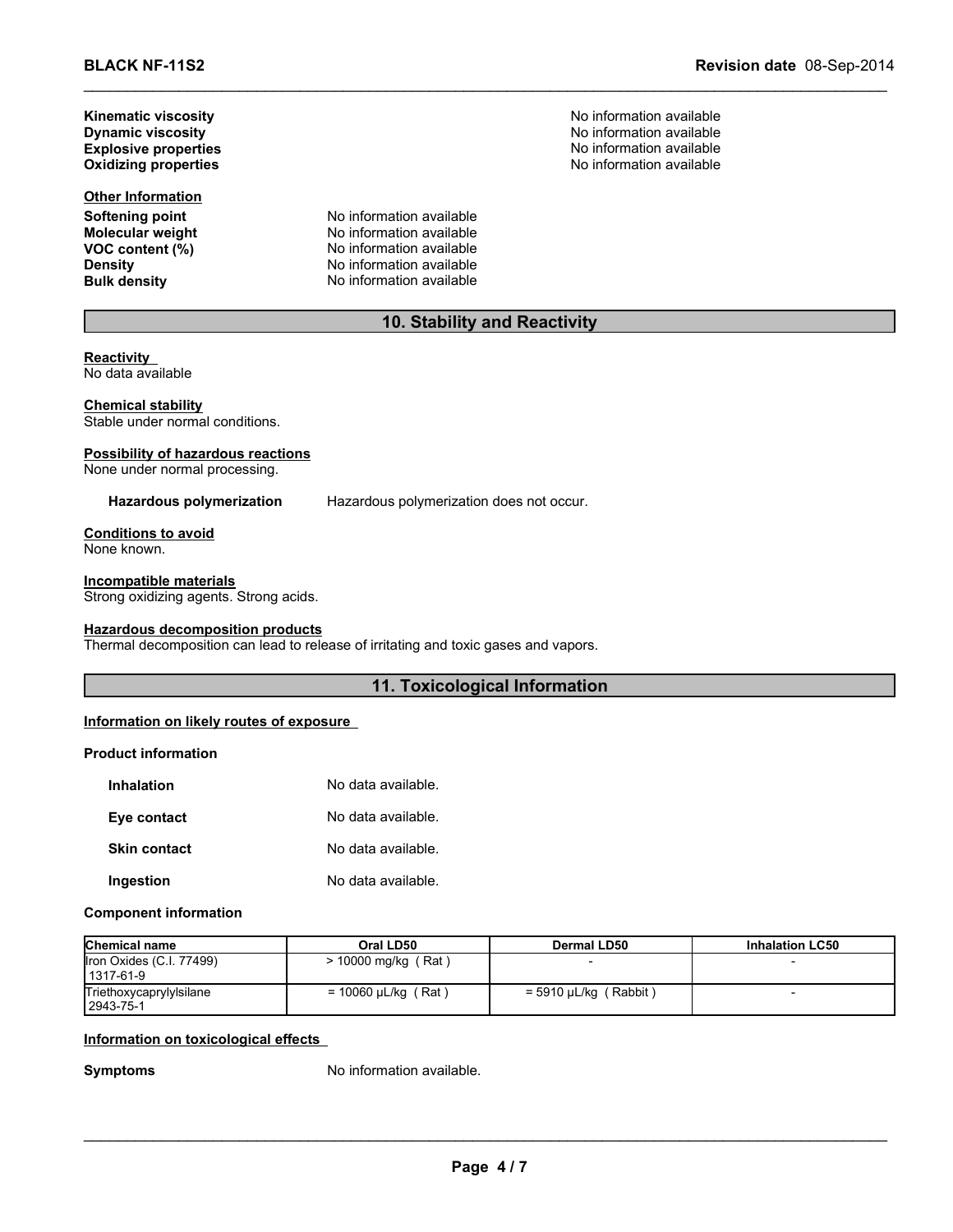**Kinematic viscosity** No information available
**Dynamic viscosity** No information available
**Explosive properties** No information available
**Oxidizing properties** No information available

**Other Information**

**Softening point** No information available
**Molecular weight** No information available
**VOC content (%)** No information available
**Density** No information available
**Bulk density** No information available

## 10. Stability and Reactivity

**Reactivity**
No data available

**Chemical stability**
Stable under normal conditions.

**Possibility of hazardous reactions**
None under normal processing.

**Hazardous polymerization** Hazardous polymerization does not occur.

**Conditions to avoid**
None known.

**Incompatible materials**
Strong oxidizing agents. Strong acids.

**Hazardous decomposition products**
Thermal decomposition can lead to release of irritating and toxic gases and vapors.

## 11. Toxicological Information

**Information on likely routes of exposure**

**Product information**

**Inhalation** No data available.

**Eye contact** No data available.

**Skin contact** No data available.

**Ingestion** No data available.

**Component information**

| Chemical name | Oral LD50 | Dermal LD50 | Inhalation LC50 |
|---|---|---|---|
| Iron Oxides (C.I. 77499) 1317-61-9 | > 10000 mg/kg ( Rat ) | - | - |
| Triethoxycaprylylsilane 2943-75-1 | = 10060 µL/kg ( Rat ) | = 5910 µL/kg ( Rabbit ) | - |

**Information on toxicological effects**

**Symptoms** No information available.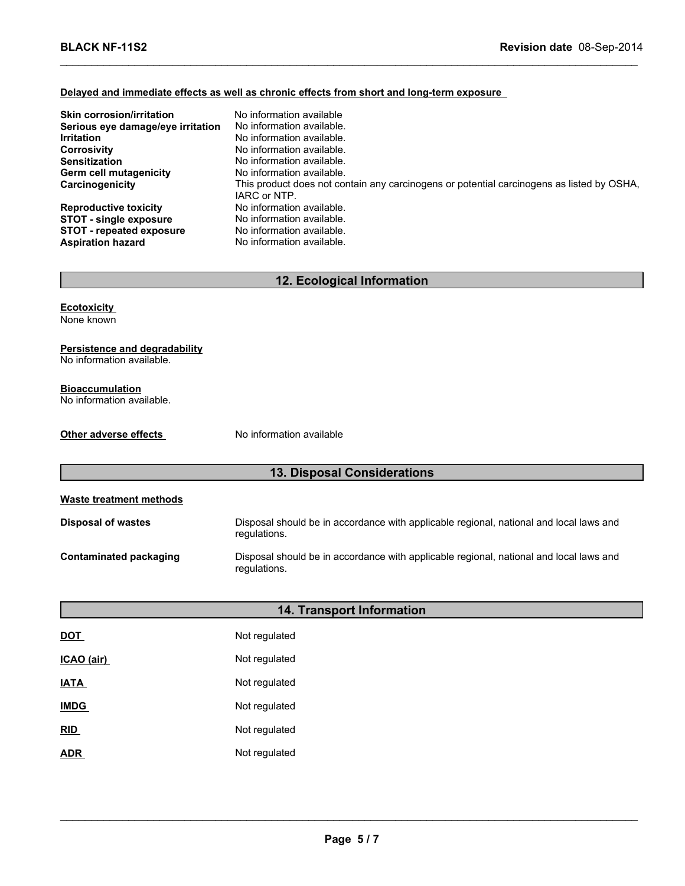**Delayed and immediate effects as well as chronic effects from short and long-term exposure**

| | |
|---|---|
| **Skin corrosion/irritation** | No information available |
| **Serious eye damage/eye irritation** | No information available. |
| **Irritation** | No information available. |
| **Corrosivity** | No information available. |
| **Sensitization** | No information available. |
| **Germ cell mutagenicity** | No information available. |
| **Carcinogenicity** | This product does not contain any carcinogens or potential carcinogens as listed by OSHA, IARC or NTP. |
| **Reproductive toxicity** | No information available. |
| **STOT - single exposure** | No information available. |
| **STOT - repeated exposure** | No information available. |
| **Aspiration hazard** | No information available. |

## 12. Ecological Information

**Ecotoxicity**
None known

**Persistence and degradability**
No information available.

**Bioaccumulation**
No information available.

**Other adverse effects** No information available

## 13. Disposal Considerations

**Waste treatment methods**

**Disposal of wastes** Disposal should be in accordance with applicable regional, national and local laws and regulations.

**Contaminated packaging** Disposal should be in accordance with applicable regional, national and local laws and regulations.

## 14. Transport Information

| | |
|---|---|
| **DOT** | Not regulated |
| **ICAO (air)** | Not regulated |
| **IATA** | Not regulated |
| **IMDG** | Not regulated |
| **RID** | Not regulated |
| **ADR** | Not regulated |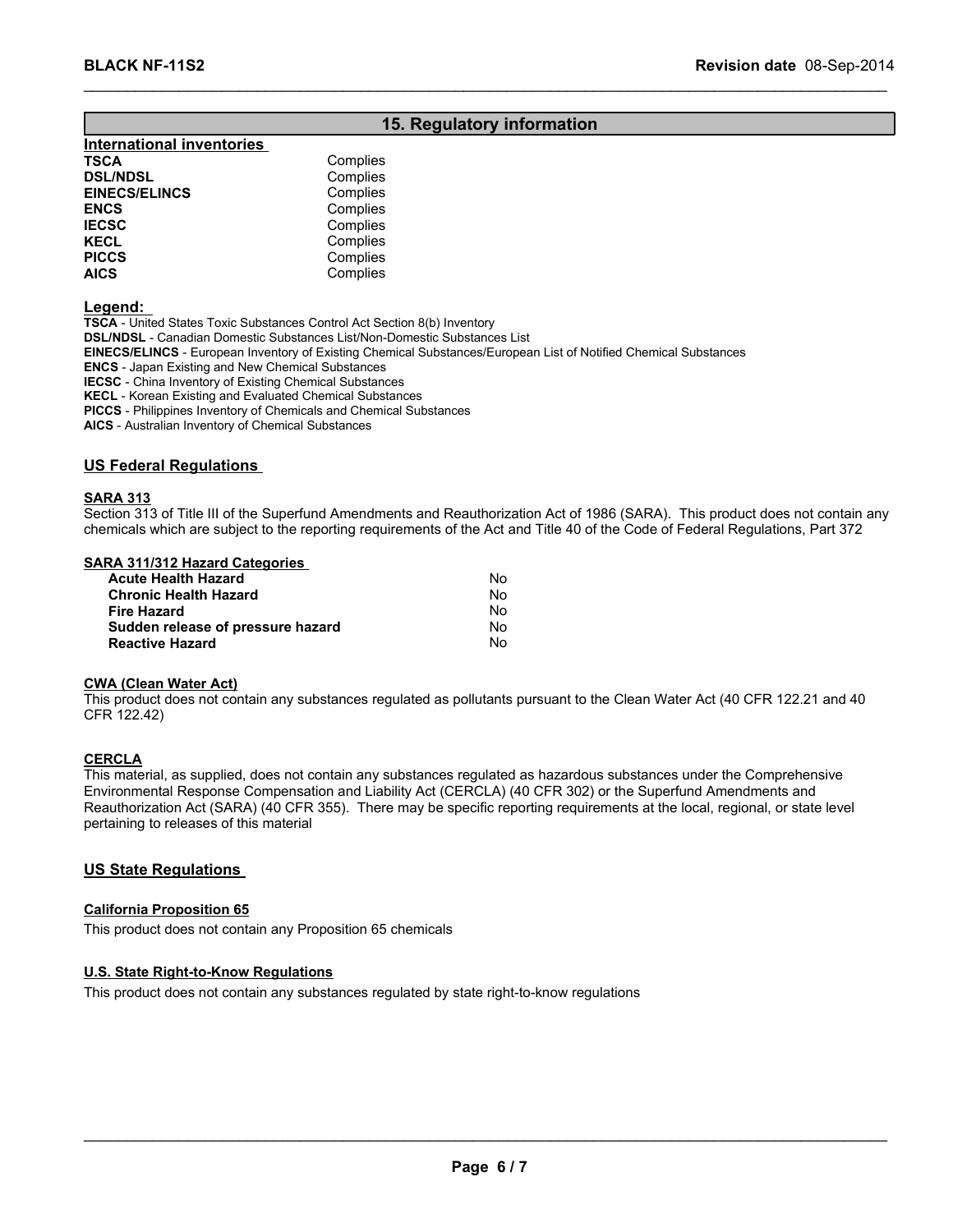## 15. Regulatory information

### International inventories

| | |
|---|---|
| **TSCA** | Complies |
| **DSL/NDSL** | Complies |
| **EINECS/ELINCS** | Complies |
| **ENCS** | Complies |
| **IECSC** | Complies |
| **KECL** | Complies |
| **PICCS** | Complies |
| **AICS** | Complies |

**Legend:**

**TSCA** - United States Toxic Substances Control Act Section 8(b) Inventory
**DSL/NDSL** - Canadian Domestic Substances List/Non-Domestic Substances List
**EINECS/ELINCS** - European Inventory of Existing Chemical Substances/European List of Notified Chemical Substances
**ENCS** - Japan Existing and New Chemical Substances
**IECSC** - China Inventory of Existing Chemical Substances
**KECL** - Korean Existing and Evaluated Chemical Substances
**PICCS** - Philippines Inventory of Chemicals and Chemical Substances
**AICS** - Australian Inventory of Chemical Substances

### US Federal Regulations

#### SARA 313

Section 313 of Title III of the Superfund Amendments and Reauthorization Act of 1986 (SARA). This product does not contain any chemicals which are subject to the reporting requirements of the Act and Title 40 of the Code of Federal Regulations, Part 372

#### SARA 311/312 Hazard Categories

| | |
|---|---|
| **Acute Health Hazard** | No |
| **Chronic Health Hazard** | No |
| **Fire Hazard** | No |
| **Sudden release of pressure hazard** | No |
| **Reactive Hazard** | No |

#### CWA (Clean Water Act)

This product does not contain any substances regulated as pollutants pursuant to the Clean Water Act (40 CFR 122.21 and 40 CFR 122.42)

#### CERCLA

This material, as supplied, does not contain any substances regulated as hazardous substances under the Comprehensive Environmental Response Compensation and Liability Act (CERCLA) (40 CFR 302) or the Superfund Amendments and Reauthorization Act (SARA) (40 CFR 355). There may be specific reporting requirements at the local, regional, or state level pertaining to releases of this material

### US State Regulations

#### California Proposition 65

This product does not contain any Proposition 65 chemicals

#### U.S. State Right-to-Know Regulations

This product does not contain any substances regulated by state right-to-know regulations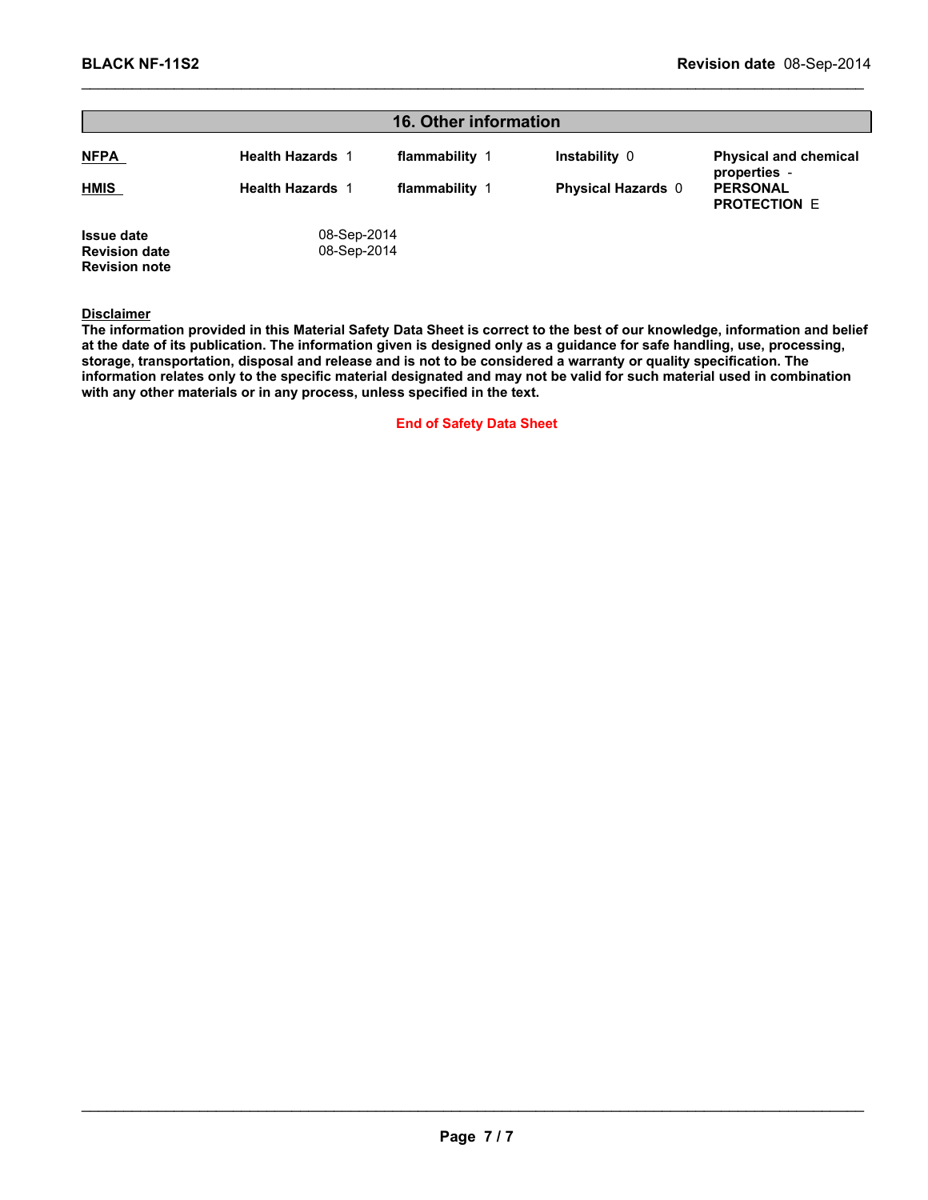## 16. Other information

| | | | | |
|---|---|---|---|---|
| **NFPA** | **Health Hazards** 1 | **flammability** 1 | **Instability** 0 | **Physical and chemical properties** - |
| **HMIS** | **Health Hazards** 1 | **flammability** 1 | **Physical Hazards** 0 | **PERSONAL PROTECTION** E |

| | |
|---|---|
| **Issue date** | 08-Sep-2014 |
| **Revision date** | 08-Sep-2014 |
| **Revision note** | |

**Disclaimer**

**The information provided in this Material Safety Data Sheet is correct to the best of our knowledge, information and belief at the date of its publication. The information given is designed only as a guidance for safe handling, use, processing, storage, transportation, disposal and release and is not to be considered a warranty or quality specification. The information relates only to the specific material designated and may not be valid for such material used in combination with any other materials or in any process, unless specified in the text.**

**End of Safety Data Sheet**